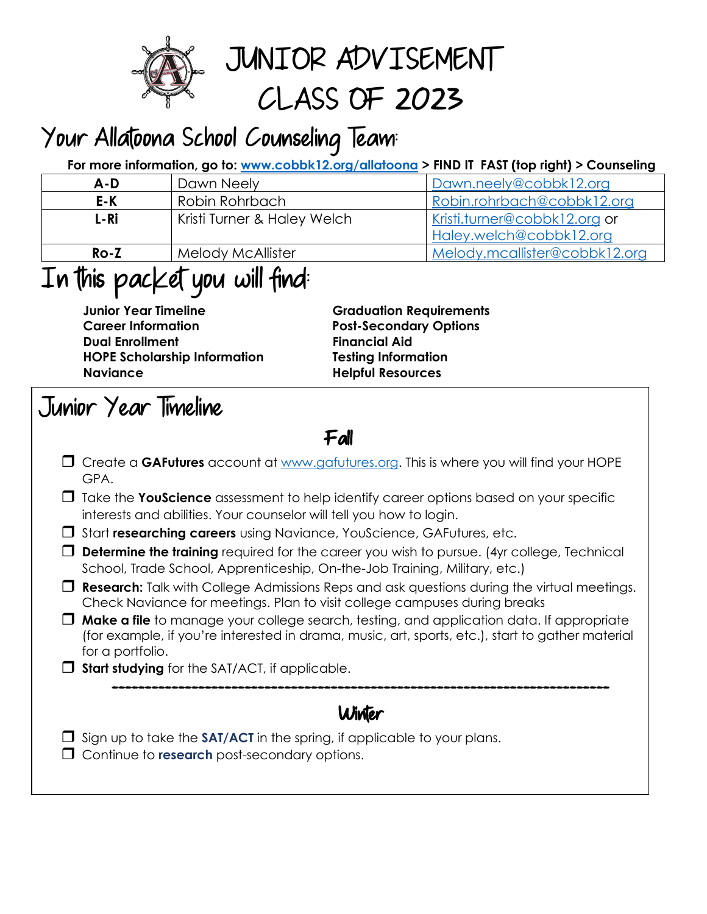# JUNIOR ADVISEMENT
# CLASS OF 2023

## Your Allatoona School Counseling Team:

**For more information, go to: [www.cobbk12.org/allatoona](http://www.cobbk12.org/allatoona) > FIND IT FAST (top right) > Counseling**

| | | |
|---|---|---|
| **A-D** | Dawn Neely | Dawn.neely@cobbk12.org |
| **E-K** | Robin Rohrbach | Robin.rohrbach@cobbk12.org |
| **L-Ri** | Kristi Turner & Haley Welch | Kristi.turner@cobbk12.org or Haley.welch@cobbk12.org |
| **Ro-Z** | Melody McAllister | Melody.mcallister@cobbk12.org |

## In this packet you will find:

- **Junior Year Timeline**
- **Career Information**
- **Dual Enrollment**
- **HOPE Scholarship Information**
- **Naviance**
- **Graduation Requirements**
- **Post-Secondary Options**
- **Financial Aid**
- **Testing Information**
- **Helpful Resources**

## Junior Year Timeline

### Fall

- ❒ Create a **GAFutures** account at [www.gafutures.org](http://www.gafutures.org). This is where you will find your HOPE GPA.
- ❒ Take the **YouScience** assessment to help identify career options based on your specific interests and abilities. Your counselor will tell you how to login.
- ❒ Start **researching careers** using Naviance, YouScience, GAFutures, etc.
- ❒ **Determine the training** required for the career you wish to pursue. (4yr college, Technical School, Trade School, Apprenticeship, On-the-Job Training, Military, etc.)
- ❒ **Research:** Talk with College Admissions Reps and ask questions during the virtual meetings. Check Naviance for meetings. Plan to visit college campuses during breaks
- ❒ **Make a file** to manage your college search, testing, and application data. If appropriate (for example, if you're interested in drama, music, art, sports, etc.), start to gather material for a portfolio.
- ❒ **Start studying** for the SAT/ACT, if applicable.

---

### Winter

- ❒ Sign up to take the **SAT/ACT** in the spring, if applicable to your plans.
- ❒ Continue to **research** post-secondary options.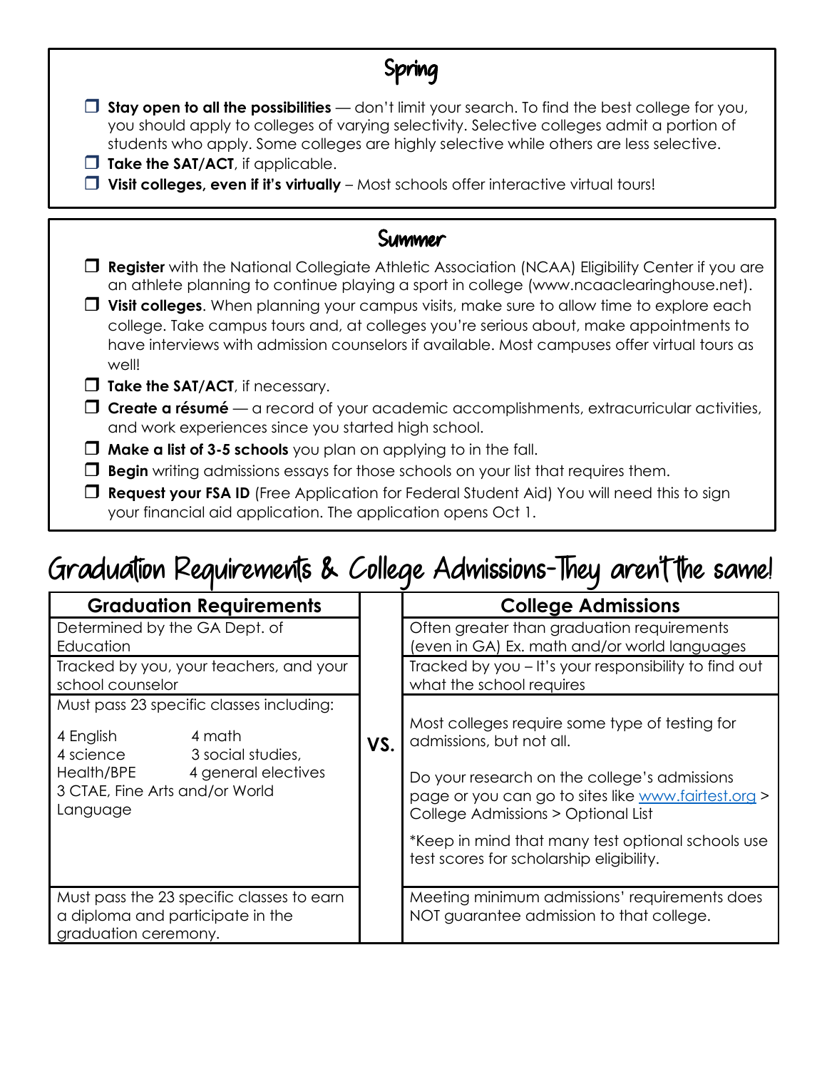## Spring

- ☐ **Stay open to all the possibilities** — don't limit your search. To find the best college for you, you should apply to colleges of varying selectivity. Selective colleges admit a portion of students who apply. Some colleges are highly selective while others are less selective.
- ☐ **Take the SAT/ACT**, if applicable.
- ☐ **Visit colleges, even if it's virtually** – Most schools offer interactive virtual tours!

## Summer

- ☐ **Register** with the National Collegiate Athletic Association (NCAA) Eligibility Center if you are an athlete planning to continue playing a sport in college (www.ncaaclearinghouse.net).
- ☐ **Visit colleges**. When planning your campus visits, make sure to allow time to explore each college. Take campus tours and, at colleges you're serious about, make appointments to have interviews with admission counselors if available. Most campuses offer virtual tours as well!
- ☐ **Take the SAT/ACT**, if necessary.
- ☐ **Create a résumé** — a record of your academic accomplishments, extracurricular activities, and work experiences since you started high school.
- ☐ **Make a list of 3-5 schools** you plan on applying to in the fall.
- ☐ **Begin** writing admissions essays for those schools on your list that requires them.
- ☐ **Request your FSA ID** (Free Application for Federal Student Aid) You will need this to sign your financial aid application. The application opens Oct 1.

# Graduation Requirements & College Admissions-They aren't the same!

| Graduation Requirements | | College Admissions |
|---|---|---|
| Determined by the GA Dept. of Education | VS. | Often greater than graduation requirements (even in GA) Ex. math and/or world languages |
| Tracked by you, your teachers, and your school counselor | | Tracked by you – It's your responsibility to find out what the school requires |
| Must pass 23 specific classes including: 4 English, 4 math, 4 science, 3 social studies, Health/BPE, 4 general electives, 3 CTAE, Fine Arts and/or World Language | | Most colleges require some type of testing for admissions, but not all. Do your research on the college's admissions page or you can go to sites like www.fairtest.org > College Admissions > Optional List *Keep in mind that many test optional schools use test scores for scholarship eligibility. |
| Must pass the 23 specific classes to earn a diploma and participate in the graduation ceremony. | | Meeting minimum admissions' requirements does NOT guarantee admission to that college. |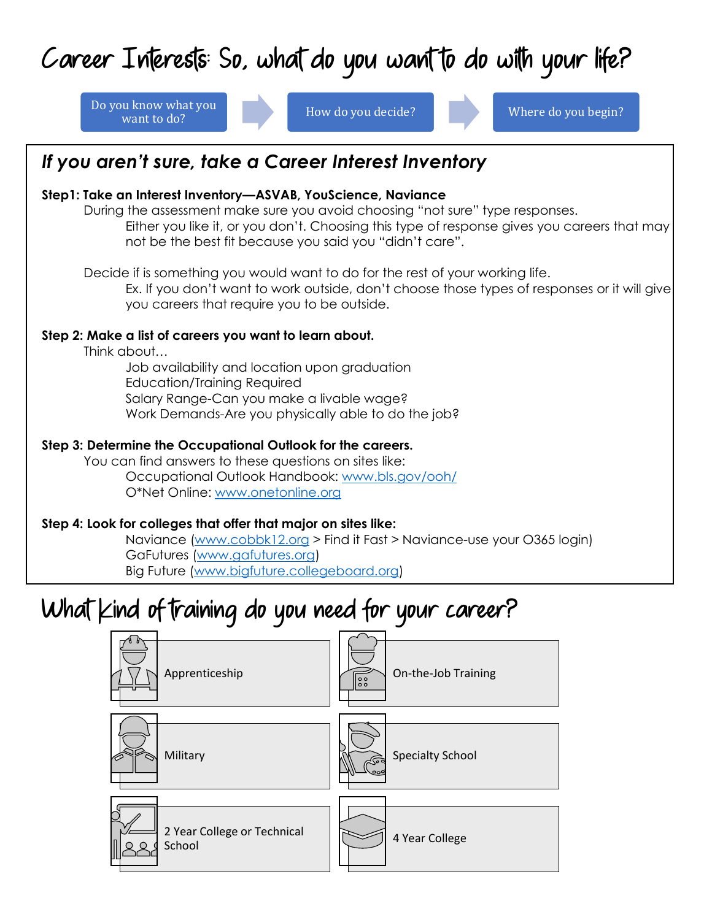# Career Interests: So, what do you want to do with your life?

Do you know what you want to do? → How do you decide? → Where do you begin?

## *If you aren't sure, take a Career Interest Inventory*

**Step1: Take an Interest Inventory—ASVAB, YouScience, Naviance**

During the assessment make sure you avoid choosing "not sure" type responses.

Either you like it, or you don't. Choosing this type of response gives you careers that may not be the best fit because you said you "didn't care".

Decide if is something you would want to do for the rest of your working life.

Ex. If you don't want to work outside, don't choose those types of responses or it will give you careers that require you to be outside.

**Step 2: Make a list of careers you want to learn about.**

Think about…

Job availability and location upon graduation
Education/Training Required
Salary Range-Can you make a livable wage?
Work Demands-Are you physically able to do the job?

**Step 3: Determine the Occupational Outlook for the careers.**

You can find answers to these questions on sites like:

Occupational Outlook Handbook: www.bls.gov/ooh/
O*Net Online: www.onetonline.org

**Step 4: Look for colleges that offer that major on sites like:**

Naviance (www.cobbk12.org > Find it Fast > Naviance-use your O365 login)
GaFutures (www.gafutures.org)
Big Future (www.bigfuture.collegeboard.org)

# What kind of training do you need for your career?

- Apprenticeship
- On-the-Job Training
- Military
- Specialty School
- 2 Year College or Technical School
- 4 Year College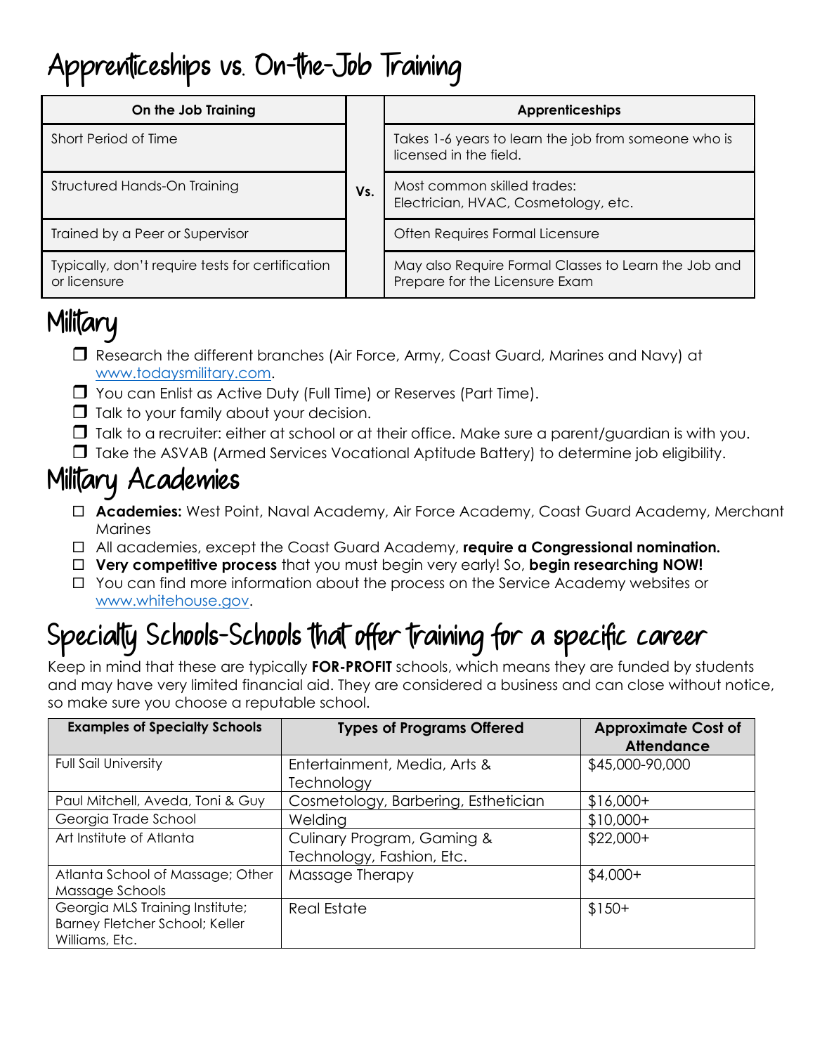# Apprenticeships vs. On-the-Job Training

| On the Job Training | | Apprenticeships |
|---|---|---|
| Short Period of Time | Vs. | Takes 1-6 years to learn the job from someone who is licensed in the field. |
| Structured Hands-On Training | | Most common skilled trades: Electrician, HVAC, Cosmetology, etc. |
| Trained by a Peer or Supervisor | | Often Requires Formal Licensure |
| Typically, don't require tests for certification or licensure | | May also Require Formal Classes to Learn the Job and Prepare for the Licensure Exam |

# Military

- ❒ Research the different branches (Air Force, Army, Coast Guard, Marines and Navy) at www.todaysmilitary.com.
- ❒ You can Enlist as Active Duty (Full Time) or Reserves (Part Time).
- ❒ Talk to your family about your decision.
- ❒ Talk to a recruiter: either at school or at their office. Make sure a parent/guardian is with you.
- ❒ Take the ASVAB (Armed Services Vocational Aptitude Battery) to determine job eligibility.

# Military Academies

- ☐ **Academies:** West Point, Naval Academy, Air Force Academy, Coast Guard Academy, Merchant Marines
- ☐ All academies, except the Coast Guard Academy, **require a Congressional nomination.**
- ☐ **Very competitive process** that you must begin very early! So, **begin researching NOW!**
- ☐ You can find more information about the process on the Service Academy websites or www.whitehouse.gov.

# Specialty Schools-Schools that offer training for a specific career

Keep in mind that these are typically **FOR-PROFIT** schools, which means they are funded by students and may have very limited financial aid. They are considered a business and can close without notice, so make sure you choose a reputable school.

| Examples of Specialty Schools | Types of Programs Offered | Approximate Cost of Attendance |
|---|---|---|
| Full Sail University | Entertainment, Media, Arts & Technology | $45,000-90,000 |
| Paul Mitchell, Aveda, Toni & Guy | Cosmetology, Barbering, Esthetician | $16,000+ |
| Georgia Trade School | Welding | $10,000+ |
| Art Institute of Atlanta | Culinary Program, Gaming & Technology, Fashion, Etc. | $22,000+ |
| Atlanta School of Massage; Other Massage Schools | Massage Therapy | $4,000+ |
| Georgia MLS Training Institute; Barney Fletcher School; Keller Williams, Etc. | Real Estate | $150+ |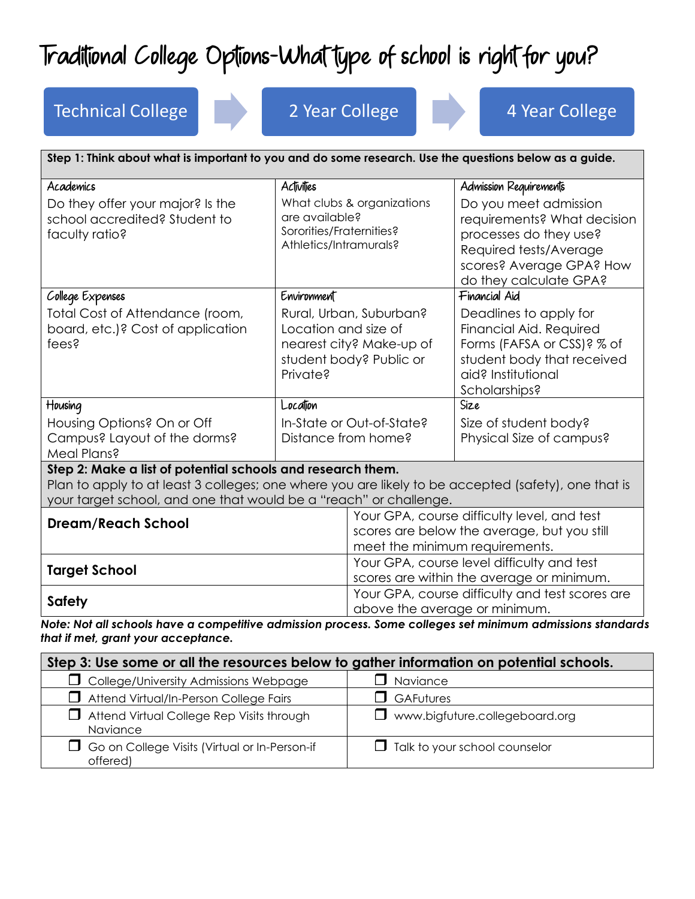# Traditional College Options-What type of school is right for you?

Technical College → 2 Year College → 4 Year College

| Step 1: Think about what is important to you and do some research. Use the questions below as a guide. | | |
|---|---|---|
| Academics<br>Do they offer your major? Is the school accredited? Student to faculty ratio? | Activities<br>What clubs & organizations are available? Sororities/Fraternities? Athletics/Intramurals? | Admission Requirements<br>Do you meet admission requirements? What decision processes do they use? Required tests/Average scores? Average GPA? How do they calculate GPA? |
| College Expenses<br>Total Cost of Attendance (room, board, etc.)? Cost of application fees? | Environment<br>Rural, Urban, Suburban? Location and size of nearest city? Make-up of student body? Public or Private? | Financial Aid<br>Deadlines to apply for Financial Aid. Required Forms (FAFSA or CSS)? % of student body that received aid? Institutional Scholarships? |
| Housing<br>Housing Options? On or Off Campus? Layout of the dorms? Meal Plans? | Location<br>In-State or Out-of-State? Distance from home? | Size<br>Size of student body? Physical Size of campus? |

**Step 2: Make a list of potential schools and research them.**
Plan to apply to at least 3 colleges; one where you are likely to be accepted (safety), one that is your target school, and one that would be a "reach" or challenge.

| | |
|---|---|
| **Dream/Reach School** | Your GPA, course difficulty level, and test scores are below the average, but you still meet the minimum requirements. |
| **Target School** | Your GPA, course level difficulty and test scores are within the average or minimum. |
| **Safety** | Your GPA, course difficulty and test scores are above the average or minimum. |

***Note: Not all schools have a competitive admission process. Some colleges set minimum admissions standards that if met, grant your acceptance.***

| Step 3: Use some or all the resources below to gather information on potential schools. | |
|---|---|
| ☐ College/University Admissions Webpage | ☐ Naviance |
| ☐ Attend Virtual/In-Person College Fairs | ☐ GAFutures |
| ☐ Attend Virtual College Rep Visits through Naviance | ☐ www.bigfuture.collegeboard.org |
| ☐ Go on College Visits (Virtual or In-Person-if offered) | ☐ Talk to your school counselor |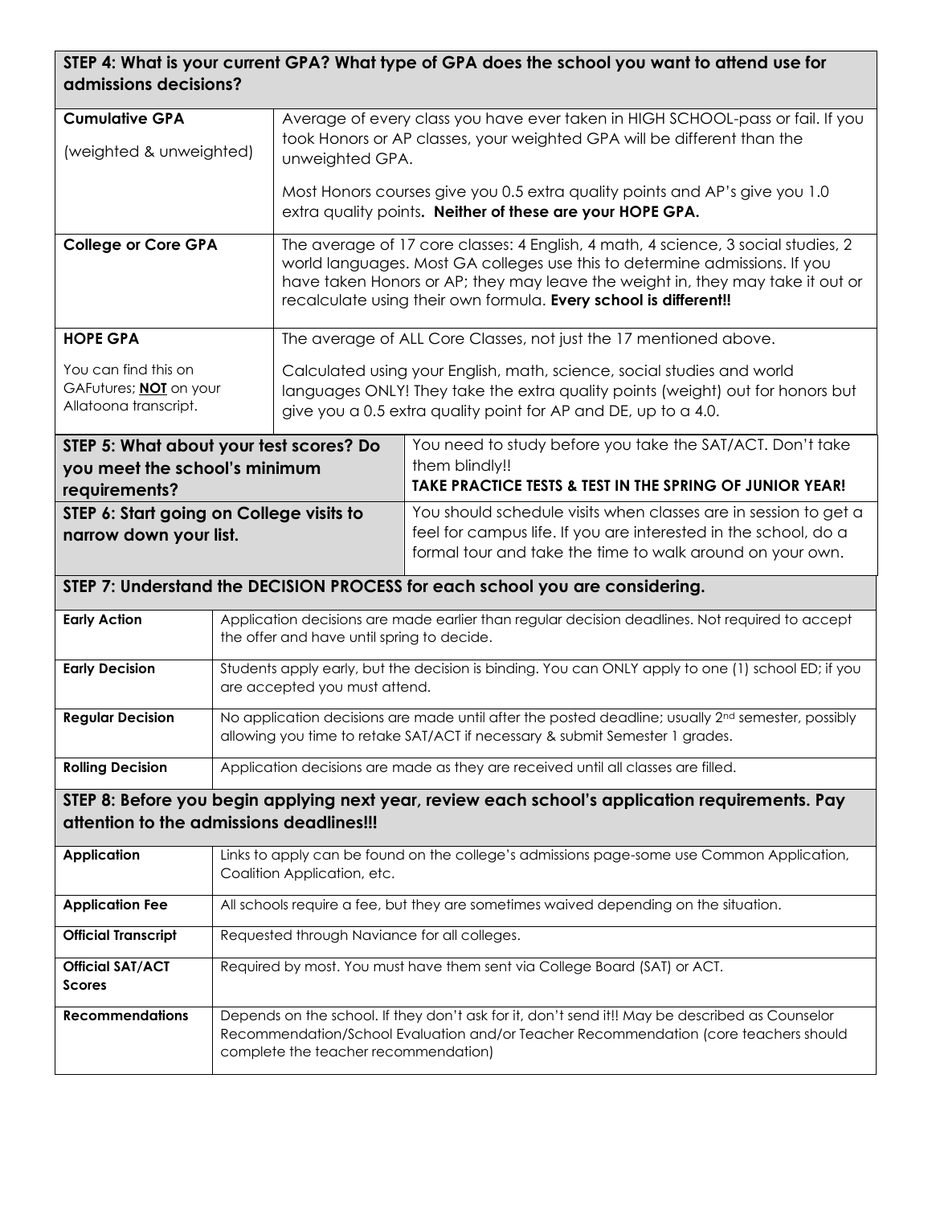## STEP 4: What is your current GPA? What type of GPA does the school you want to attend use for admissions decisions?

| | |
|---|---|
| **Cumulative GPA**<br><br>(weighted & unweighted) | Average of every class you have ever taken in HIGH SCHOOL-pass or fail. If you took Honors or AP classes, your weighted GPA will be different than the unweighted GPA.<br><br>Most Honors courses give you 0.5 extra quality points and AP's give you 1.0 extra quality points. **Neither of these are your HOPE GPA.** |
| **College or Core GPA** | The average of 17 core classes: 4 English, 4 math, 4 science, 3 social studies, 2 world languages. Most GA colleges use this to determine admissions. If you have taken Honors or AP; they may leave the weight in, they may take it out or recalculate using their own formula. **Every school is different!!** |
| **HOPE GPA**<br><br>You can find this on GAFutures; **NOT** on your Allatoona transcript. | The average of ALL Core Classes, not just the 17 mentioned above.<br><br>Calculated using your English, math, science, social studies and world languages ONLY! They take the extra quality points (weight) out for honors but give you a 0.5 extra quality point for AP and DE, up to a 4.0. |

| | |
|---|---|
| **STEP 5: What about your test scores? Do you meet the school's minimum requirements?** | You need to study before you take the SAT/ACT. Don't take them blindly!!<br>**TAKE PRACTICE TESTS & TEST IN THE SPRING OF JUNIOR YEAR!** |
| **STEP 6: Start going on College visits to narrow down your list.** | You should schedule visits when classes are in session to get a feel for campus life. If you are interested in the school, do a formal tour and take the time to walk around on your own. |

## STEP 7: Understand the DECISION PROCESS for each school you are considering.

| | |
|---|---|
| **Early Action** | Application decisions are made earlier than regular decision deadlines. Not required to accept the offer and have until spring to decide. |
| **Early Decision** | Students apply early, but the decision is binding. You can ONLY apply to one (1) school ED; if you are accepted you must attend. |
| **Regular Decision** | No application decisions are made until after the posted deadline; usually 2nd semester, possibly allowing you time to retake SAT/ACT if necessary & submit Semester 1 grades. |
| **Rolling Decision** | Application decisions are made as they are received until all classes are filled. |

## STEP 8: Before you begin applying next year, review each school's application requirements. Pay attention to the admissions deadlines!!!

| | |
|---|---|
| **Application** | Links to apply can be found on the college's admissions page-some use Common Application, Coalition Application, etc. |
| **Application Fee** | All schools require a fee, but they are sometimes waived depending on the situation. |
| **Official Transcript** | Requested through Naviance for all colleges. |
| **Official SAT/ACT Scores** | Required by most. You must have them sent via College Board (SAT) or ACT. |
| **Recommendations** | Depends on the school. If they don't ask for it, don't send it!! May be described as Counselor Recommendation/School Evaluation and/or Teacher Recommendation (core teachers should complete the teacher recommendation) |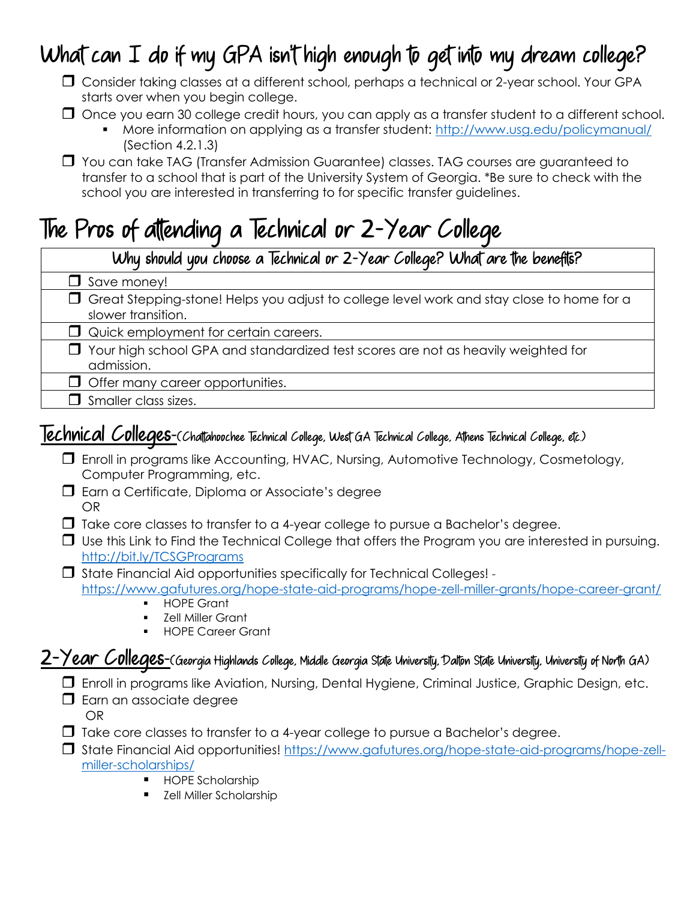# What can I do if my GPA isn't high enough to get into my dream college?

- ❒ Consider taking classes at a different school, perhaps a technical or 2-year school. Your GPA starts over when you begin college.
- ❒ Once you earn 30 college credit hours, you can apply as a transfer student to a different school.
    - More information on applying as a transfer student: http://www.usg.edu/policymanual/ (Section 4.2.1.3)
- ❒ You can take TAG (Transfer Admission Guarantee) classes. TAG courses are guaranteed to transfer to a school that is part of the University System of Georgia. *Be sure to check with the school you are interested in transferring to for specific transfer guidelines.

# The Pros of attending a Technical or 2-Year College

| Why should you choose a Technical or 2-Year College? What are the benefits? |
|---|
| ❒ Save money! |
| ❒ Great Stepping-stone! Helps you adjust to college level work and stay close to home for a slower transition. |
| ❒ Quick employment for certain careers. |
| ❒ Your high school GPA and standardized test scores are not as heavily weighted for admission. |
| ❒ Offer many career opportunities. |
| ❒ Smaller class sizes. |

## Technical Colleges- (Chattahoochee Technical College, West GA Technical College, Athens Technical College, etc.)

- ❒ Enroll in programs like Accounting, HVAC, Nursing, Automotive Technology, Cosmetology, Computer Programming, etc.
- ❒ Earn a Certificate, Diploma or Associate's degree
  OR
- ❒ Take core classes to transfer to a 4-year college to pursue a Bachelor's degree.
- ❒ Use this Link to Find the Technical College that offers the Program you are interested in pursuing. http://bit.ly/TCSGPrograms
- ❒ State Financial Aid opportunities specifically for Technical Colleges! - https://www.gafutures.org/hope-state-aid-programs/hope-zell-miller-grants/hope-career-grant/
    - HOPE Grant
    - Zell Miller Grant
    - HOPE Career Grant

## 2-Year Colleges- (Georgia Highlands College, Middle Georgia State University, Dalton State University, University of North GA)

- ❒ Enroll in programs like Aviation, Nursing, Dental Hygiene, Criminal Justice, Graphic Design, etc.
- ❒ Earn an associate degree
  OR
- ❒ Take core classes to transfer to a 4-year college to pursue a Bachelor's degree.
- ❒ State Financial Aid opportunities! https://www.gafutures.org/hope-state-aid-programs/hope-zell-miller-scholarships/
    - HOPE Scholarship
    - Zell Miller Scholarship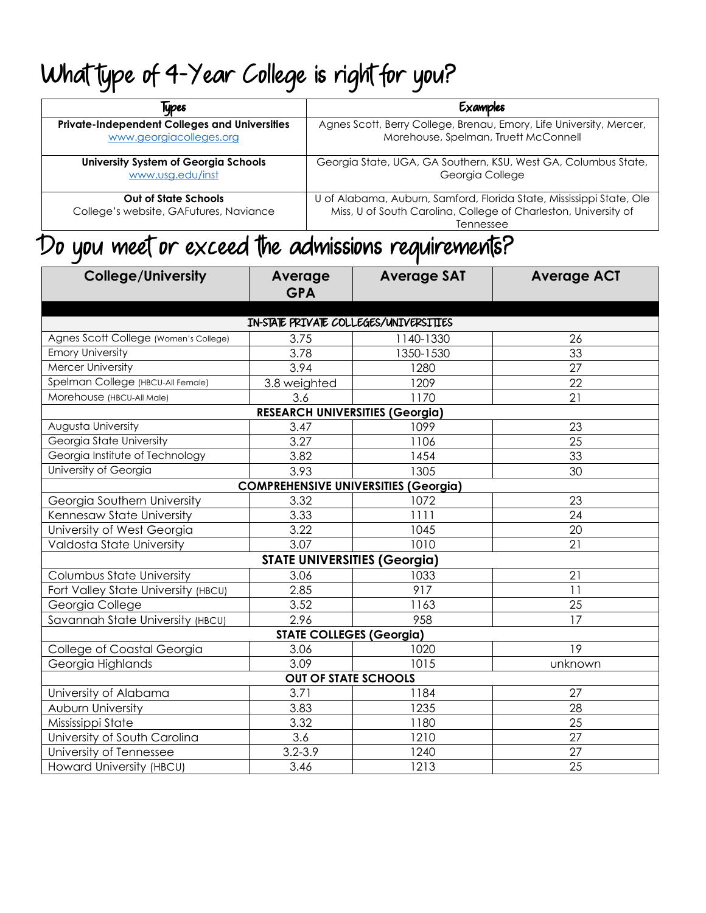# What type of 4-Year College is right for you?

| Types | Examples |
|---|---|
| **Private-Independent Colleges and Universities** www.georgiacolleges.org | Agnes Scott, Berry College, Brenau, Emory, Life University, Mercer, Morehouse, Spelman, Truett McConnell |
| **University System of Georgia Schools** www.usg.edu/inst | Georgia State, UGA, GA Southern, KSU, West GA, Columbus State, Georgia College |
| **Out of State Schools** College's website, GAFutures, Naviance | U of Alabama, Auburn, Samford, Florida State, Mississippi State, Ole Miss, U of South Carolina, College of Charleston, University of Tennessee |

# Do you meet or exceed the admissions requirements?

| College/University | Average GPA | Average SAT | Average ACT |
|---|---|---|---|
| **IN-STATE PRIVATE COLLEGES/UNIVERSITIES** | | | |
| Agnes Scott College (Women's College) | 3.75 | 1140-1330 | 26 |
| Emory University | 3.78 | 1350-1530 | 33 |
| Mercer University | 3.94 | 1280 | 27 |
| Spelman College (HBCU-All Female) | 3.8 weighted | 1209 | 22 |
| Morehouse (HBCU-All Male) | 3.6 | 1170 | 21 |
| **RESEARCH UNIVERSITIES (Georgia)** | | | |
| Augusta University | 3.47 | 1099 | 23 |
| Georgia State University | 3.27 | 1106 | 25 |
| Georgia Institute of Technology | 3.82 | 1454 | 33 |
| University of Georgia | 3.93 | 1305 | 30 |
| **COMPREHENSIVE UNIVERSITIES (Georgia)** | | | |
| Georgia Southern University | 3.32 | 1072 | 23 |
| Kennesaw State University | 3.33 | 1111 | 24 |
| University of West Georgia | 3.22 | 1045 | 20 |
| Valdosta State University | 3.07 | 1010 | 21 |
| **STATE UNIVERSITIES (Georgia)** | | | |
| Columbus State University | 3.06 | 1033 | 21 |
| Fort Valley State University (HBCU) | 2.85 | 917 | 11 |
| Georgia College | 3.52 | 1163 | 25 |
| Savannah State University (HBCU) | 2.96 | 958 | 17 |
| **STATE COLLEGES (Georgia)** | | | |
| College of Coastal Georgia | 3.06 | 1020 | 19 |
| Georgia Highlands | 3.09 | 1015 | unknown |
| **OUT OF STATE SCHOOLS** | | | |
| University of Alabama | 3.71 | 1184 | 27 |
| Auburn University | 3.83 | 1235 | 28 |
| Mississippi State | 3.32 | 1180 | 25 |
| University of South Carolina | 3.6 | 1210 | 27 |
| University of Tennessee | 3.2-3.9 | 1240 | 27 |
| Howard University (HBCU) | 3.46 | 1213 | 25 |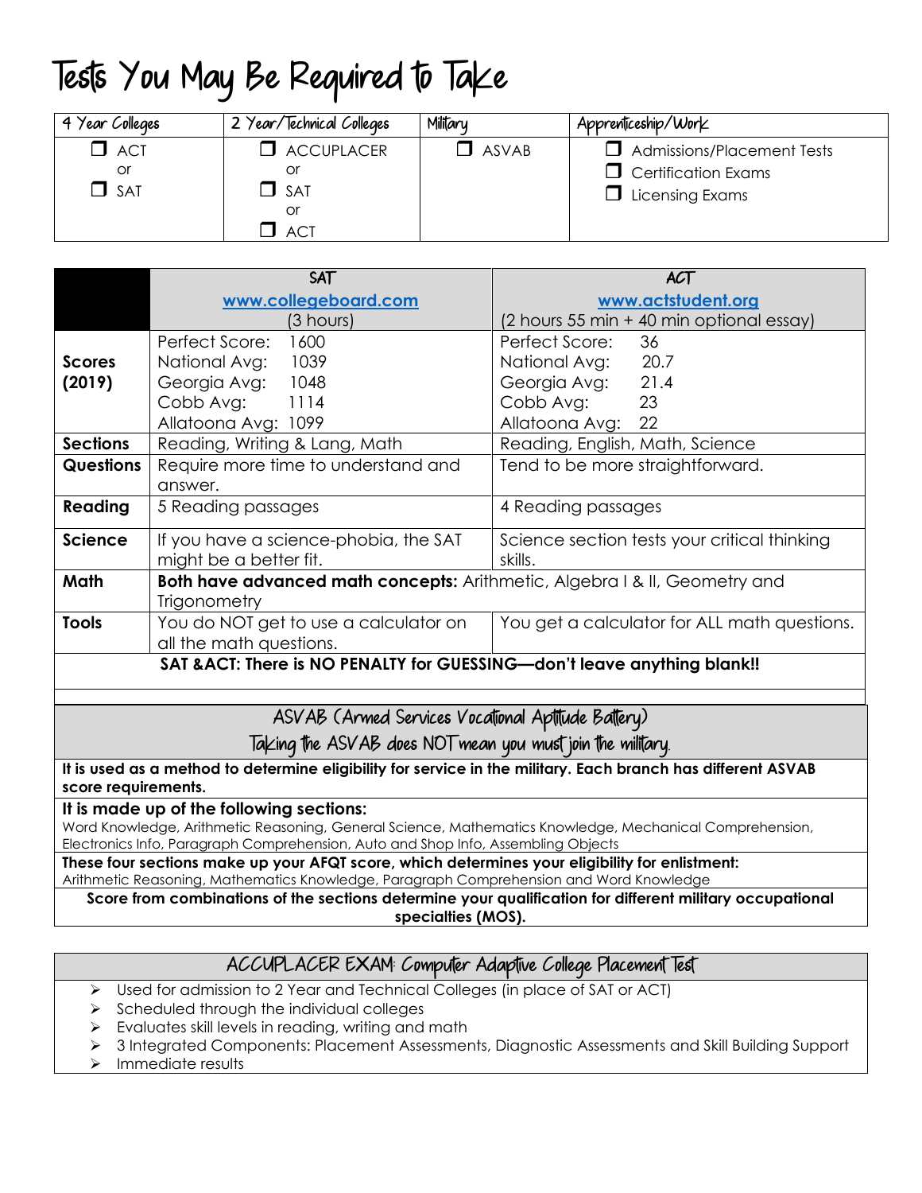# Tests You May Be Required to Take

| 4 Year Colleges | 2 Year/Technical Colleges | Military | Apprenticeship/Work |
|---|---|---|---|
| ❒ ACT<br>or<br>❒ SAT | ❒ ACCUPLACER<br>or<br>❒ SAT<br>or<br>❒ ACT | ❒ ASVAB | ❒ Admissions/Placement Tests<br>❒ Certification Exams<br>❒ Licensing Exams |

| | SAT<br>www.collegeboard.com<br>(3 hours) | ACT<br>www.actstudent.org<br>(2 hours 55 min + 40 min optional essay) |
|---|---|---|
| **Scores (2019)** | Perfect Score: 1600<br>National Avg: 1039<br>Georgia Avg: 1048<br>Cobb Avg: 1114<br>Allatoona Avg: 1099 | Perfect Score: 36<br>National Avg: 20.7<br>Georgia Avg: 21.4<br>Cobb Avg: 23<br>Allatoona Avg: 22 |
| **Sections** | Reading, Writing & Lang, Math | Reading, English, Math, Science |
| **Questions** | Require more time to understand and answer. | Tend to be more straightforward. |
| **Reading** | 5 Reading passages | 4 Reading passages |
| **Science** | If you have a science-phobia, the SAT might be a better fit. | Science section tests your critical thinking skills. |
| **Math** | **Both have advanced math concepts:** Arithmetic, Algebra I & II, Geometry and Trigonometry | |
| **Tools** | You do NOT get to use a calculator on all the math questions. | You get a calculator for ALL math questions. |

**SAT &ACT: There is NO PENALTY for GUESSING—don't leave anything blank!!**

## ASVAB (Armed Services Vocational Aptitude Battery)

### Taking the ASVAB does NOT mean you must join the military.

**It is used as a method to determine eligibility for service in the military. Each branch has different ASVAB score requirements.**

**It is made up of the following sections:**
Word Knowledge, Arithmetic Reasoning, General Science, Mathematics Knowledge, Mechanical Comprehension, Electronics Info, Paragraph Comprehension, Auto and Shop Info, Assembling Objects

**These four sections make up your AFQT score, which determines your eligibility for enlistment:**
Arithmetic Reasoning, Mathematics Knowledge, Paragraph Comprehension and Word Knowledge

**Score from combinations of the sections determine your qualification for different military occupational specialties (MOS).**

## ACCUPLACER EXAM: Computer Adaptive College Placement Test

- Used for admission to 2 Year and Technical Colleges (in place of SAT or ACT)
- Scheduled through the individual colleges
- Evaluates skill levels in reading, writing and math
- 3 Integrated Components: Placement Assessments, Diagnostic Assessments and Skill Building Support
- Immediate results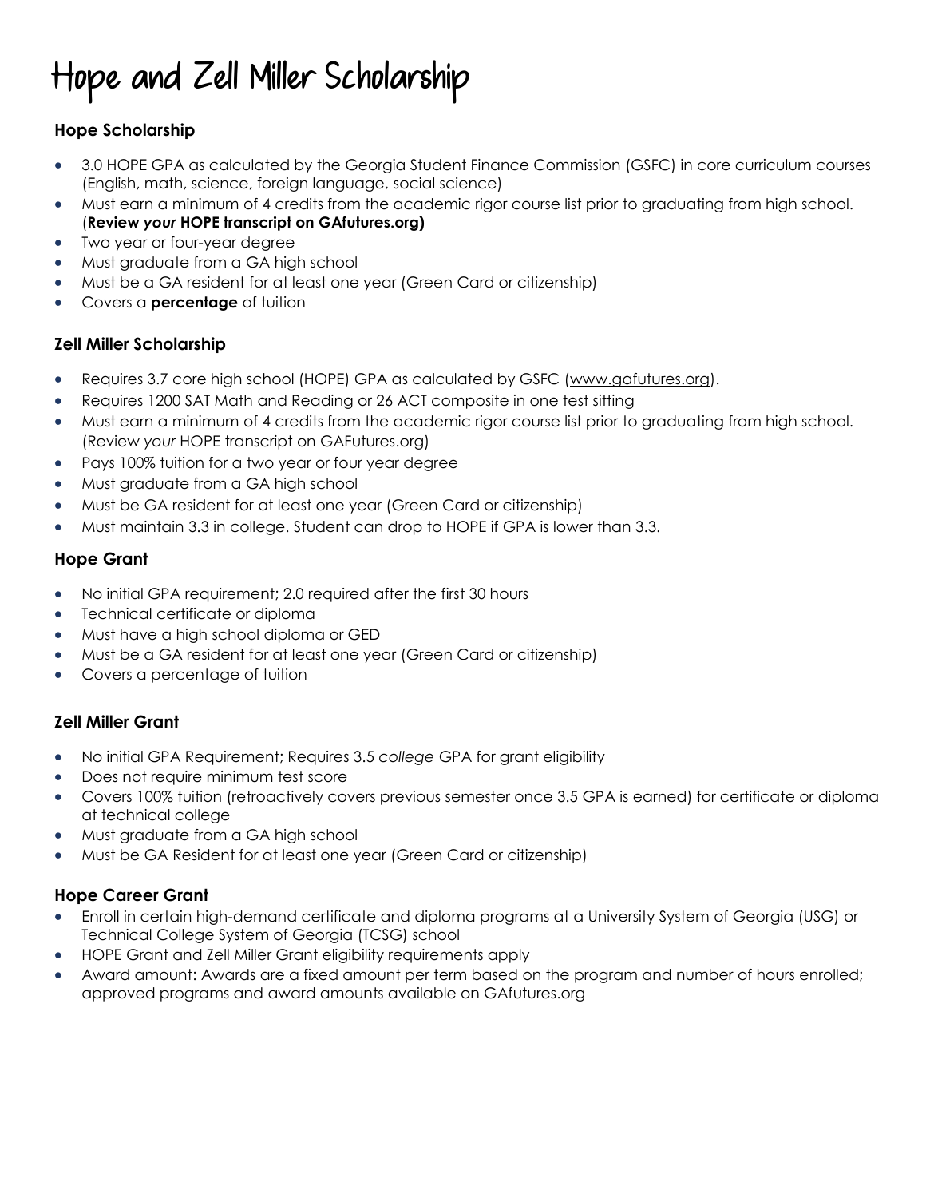# Hope and Zell Miller Scholarship

### Hope Scholarship

- 3.0 HOPE GPA as calculated by the Georgia Student Finance Commission (GSFC) in core curriculum courses (English, math, science, foreign language, social science)
- Must earn a minimum of 4 credits from the academic rigor course list prior to graduating from high school. (**Review *your* HOPE transcript on GAfutures.org)**
- Two year or four-year degree
- Must graduate from a GA high school
- Must be a GA resident for at least one year (Green Card or citizenship)
- Covers a **percentage** of tuition

### Zell Miller Scholarship

- Requires 3.7 core high school (HOPE) GPA as calculated by GSFC (www.gafutures.org).
- Requires 1200 SAT Math and Reading or 26 ACT composite in one test sitting
- Must earn a minimum of 4 credits from the academic rigor course list prior to graduating from high school. (Review *your* HOPE transcript on GAFutures.org)
- Pays 100% tuition for a two year or four year degree
- Must graduate from a GA high school
- Must be GA resident for at least one year (Green Card or citizenship)
- Must maintain 3.3 in college. Student can drop to HOPE if GPA is lower than 3.3.

### Hope Grant

- No initial GPA requirement; 2.0 required after the first 30 hours
- Technical certificate or diploma
- Must have a high school diploma or GED
- Must be a GA resident for at least one year (Green Card or citizenship)
- Covers a percentage of tuition

### Zell Miller Grant

- No initial GPA Requirement; Requires 3.5 *college* GPA for grant eligibility
- Does not require minimum test score
- Covers 100% tuition (retroactively covers previous semester once 3.5 GPA is earned) for certificate or diploma at technical college
- Must graduate from a GA high school
- Must be GA Resident for at least one year (Green Card or citizenship)

### Hope Career Grant

- Enroll in certain high-demand certificate and diploma programs at a University System of Georgia (USG) or Technical College System of Georgia (TCSG) school
- HOPE Grant and Zell Miller Grant eligibility requirements apply
- Award amount: Awards are a fixed amount per term based on the program and number of hours enrolled; approved programs and award amounts available on GAfutures.org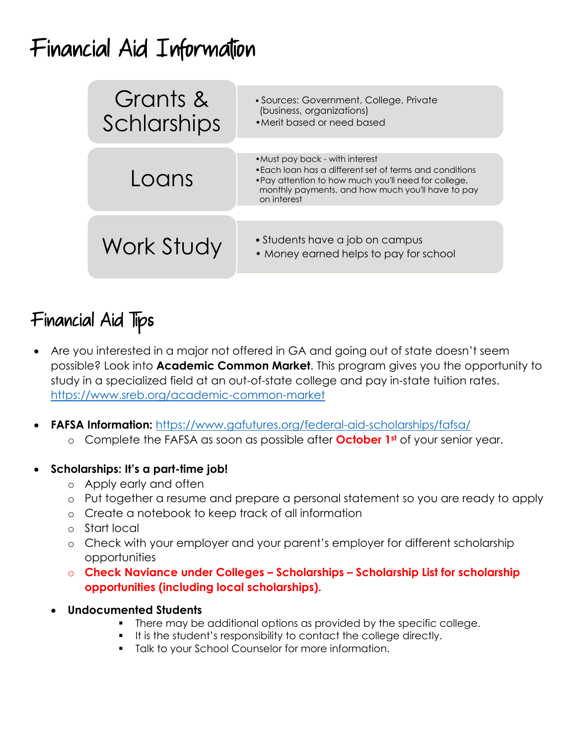# Financial Aid Information

| | |
|---|---|
| Grants & Schlarships | • Sources: Government, College, Private (business, organizations)<br>• Merit based or need based |
| Loans | • Must pay back - with interest<br>• Each loan has a different set of terms and conditions<br>• Pay attention to how much you'll need for college, monthly payments, and how much you'll have to pay on interest |
| Work Study | • Students have a job on campus<br>• Money earned helps to pay for school |

# Financial Aid Tips

- Are you interested in a major not offered in GA and going out of state doesn't seem possible? Look into **Academic Common Market**. This program gives you the opportunity to study in a specialized field at an out-of-state college and pay in-state tuition rates. https://www.sreb.org/academic-common-market

- **FAFSA Information:** https://www.gafutures.org/federal-aid-scholarships/fafsa/
  - Complete the FAFSA as soon as possible after **October 1st** of your senior year.

- **Scholarships: It's a part-time job!**
  - Apply early and often
  - Put together a resume and prepare a personal statement so you are ready to apply
  - Create a notebook to keep track of all information
  - Start local
  - Check with your employer and your parent's employer for different scholarship opportunities
  - **Check Naviance under Colleges – Scholarships – Scholarship List for scholarship opportunities (including local scholarships).**

- **Undocumented Students**
  - There may be additional options as provided by the specific college.
  - It is the student's responsibility to contact the college directly.
  - Talk to your School Counselor for more information.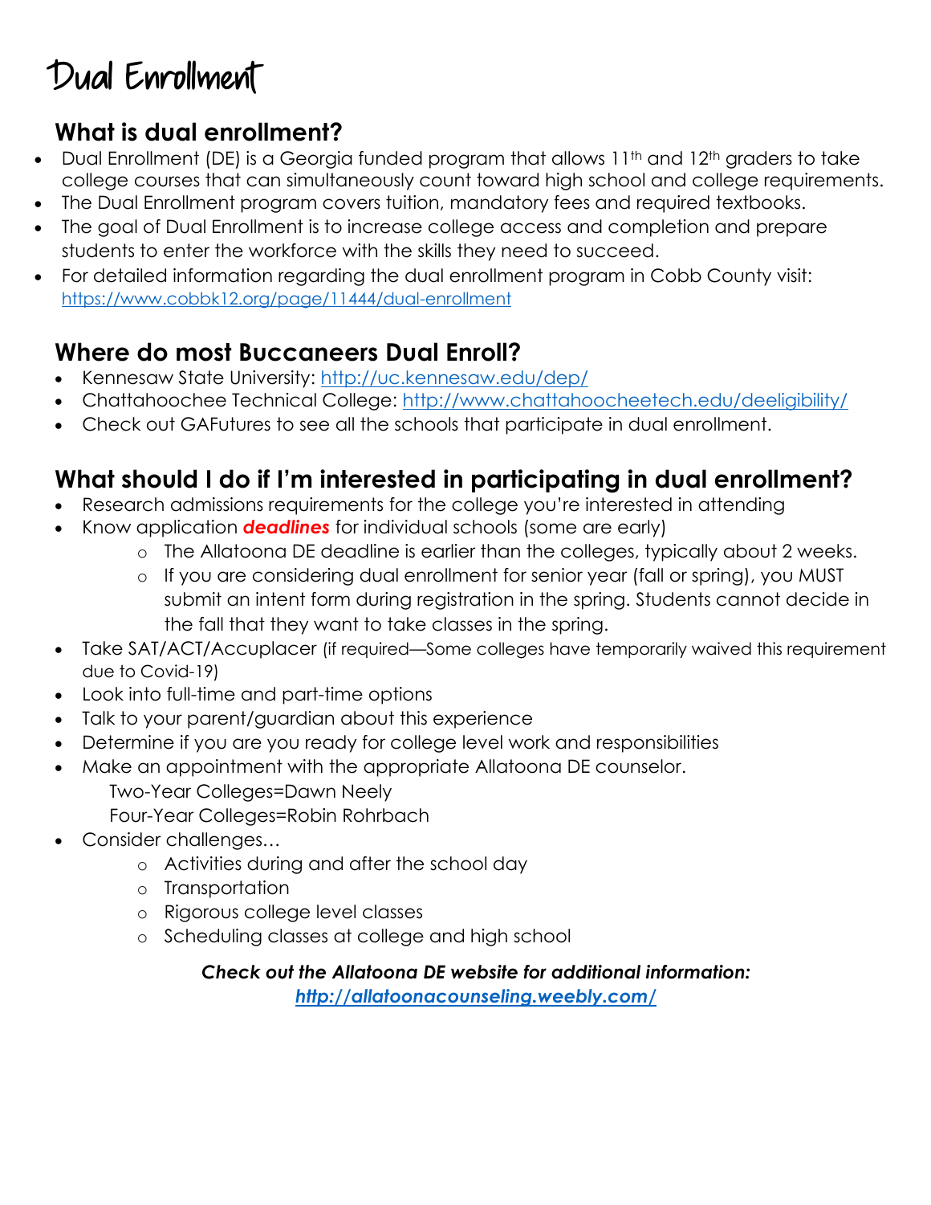# Dual Enrollment

## What is dual enrollment?

- Dual Enrollment (DE) is a Georgia funded program that allows 11th and 12th graders to take college courses that can simultaneously count toward high school and college requirements.
- The Dual Enrollment program covers tuition, mandatory fees and required textbooks.
- The goal of Dual Enrollment is to increase college access and completion and prepare students to enter the workforce with the skills they need to succeed.
- For detailed information regarding the dual enrollment program in Cobb County visit: [https://www.cobbk12.org/page/11444/dual-enrollment](https://www.cobbk12.org/page/11444/dual-enrollment)

## Where do most Buccaneers Dual Enroll?

- Kennesaw State University: [http://uc.kennesaw.edu/dep/](http://uc.kennesaw.edu/dep/)
- Chattahoochee Technical College: [http://www.chattahoocheetech.edu/deeligibility/](http://www.chattahoocheetech.edu/deeligibility/)
- Check out GAFutures to see all the schools that participate in dual enrollment.

## What should I do if I'm interested in participating in dual enrollment?

- Research admissions requirements for the college you're interested in attending
- Know application ***deadlines*** for individual schools (some are early)
  - The Allatoona DE deadline is earlier than the colleges, typically about 2 weeks.
  - If you are considering dual enrollment for senior year (fall or spring), you MUST submit an intent form during registration in the spring. Students cannot decide in the fall that they want to take classes in the spring.
- Take SAT/ACT/Accuplacer (if required—Some colleges have temporarily waived this requirement due to Covid-19)
- Look into full-time and part-time options
- Talk to your parent/guardian about this experience
- Determine if you are you ready for college level work and responsibilities
- Make an appointment with the appropriate Allatoona DE counselor.
  Two-Year Colleges=Dawn Neely
  Four-Year Colleges=Robin Rohrbach
- Consider challenges…
  - Activities during and after the school day
  - Transportation
  - Rigorous college level classes
  - Scheduling classes at college and high school

***Check out the Allatoona DE website for additional information:***
***[http://allatoonacounseling.weebly.com/](http://allatoonacounseling.weebly.com/)***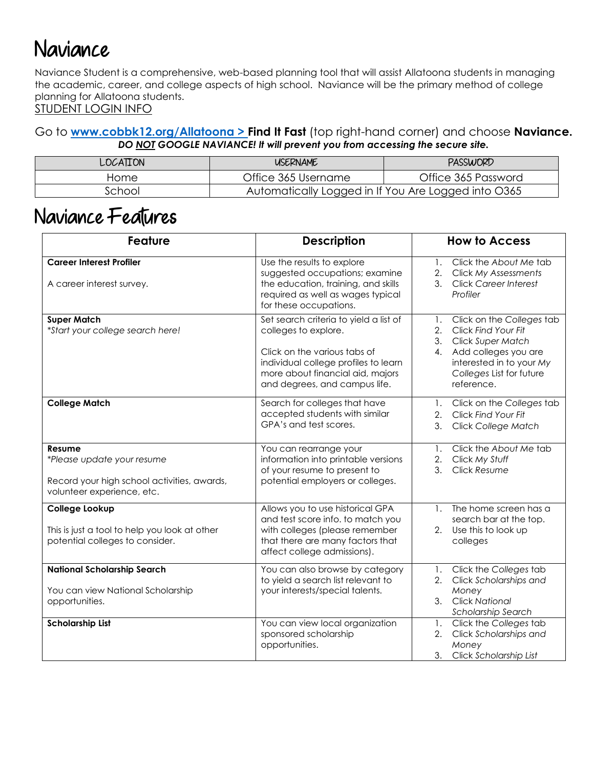# Naviance

Naviance Student is a comprehensive, web-based planning tool that will assist Allatoona students in managing the academic, career, and college aspects of high school. Naviance will be the primary method of college planning for Allatoona students.

STUDENT LOGIN INFO

Go to **www.cobbk12.org/Allatoona > Find It Fast** (top right-hand corner) and choose **Naviance.**

***DO NOT GOOGLE NAVIANCE! It will prevent you from accessing the secure site.***

| LOCATION | USERNAME | PASSWORD |
|---|---|---|
| Home | Office 365 Username | Office 365 Password |
| School | Automatically Logged in If You Are Logged into O365 | |

# Naviance Features

| Feature | Description | How to Access |
|---|---|---|
| **Career Interest Profiler**<br><br>A career interest survey. | Use the results to explore suggested occupations; examine the education, training, and skills required as well as wages typical for these occupations. | 1. Click the *About Me* tab<br>2. Click *My Assessments*<br>3. Click *Career Interest Profiler* |
| **Super Match**<br>*\*Start your college search here!* | Set search criteria to yield a list of colleges to explore.<br><br>Click on the various tabs of individual college profiles to learn more about financial aid, majors and degrees, and campus life. | 1. Click on the *Colleges* tab<br>2. Click *Find Your Fit*<br>3. Click *Super Match*<br>4. Add colleges you are interested in to your *My Colleges* List for future reference. |
| **College Match** | Search for colleges that have accepted students with similar GPA's and test scores. | 1. Click on the *Colleges* tab<br>2. Click *Find Your Fit*<br>3. Click *College Match* |
| **Resume**<br>*\*Please update your resume*<br><br>Record your high school activities, awards, volunteer experience, etc. | You can rearrange your information into printable versions of your resume to present to potential employers or colleges. | 1. Click the *About Me* tab<br>2. Click *My Stuff*<br>3. Click *Resume* |
| **College Lookup**<br><br>This is just a tool to help you look at other potential colleges to consider. | Allows you to use historical GPA and test score info. to match you with colleges (please remember that there are many factors that affect college admissions). | 1. The home screen has a search bar at the top.<br>2. Use this to look up colleges |
| **National Scholarship Search**<br><br>You can view National Scholarship opportunities. | You can also browse by category to yield a search list relevant to your interests/special talents. | 1. Click the *Colleges* tab<br>2. Click *Scholarships and Money*<br>3. Click *National Scholarship Search* |
| **Scholarship List** | You can view local organization sponsored scholarship opportunities. | 1. Click the *Colleges* tab<br>2. Click *Scholarships and Money*<br>3. Click *Scholarship List* |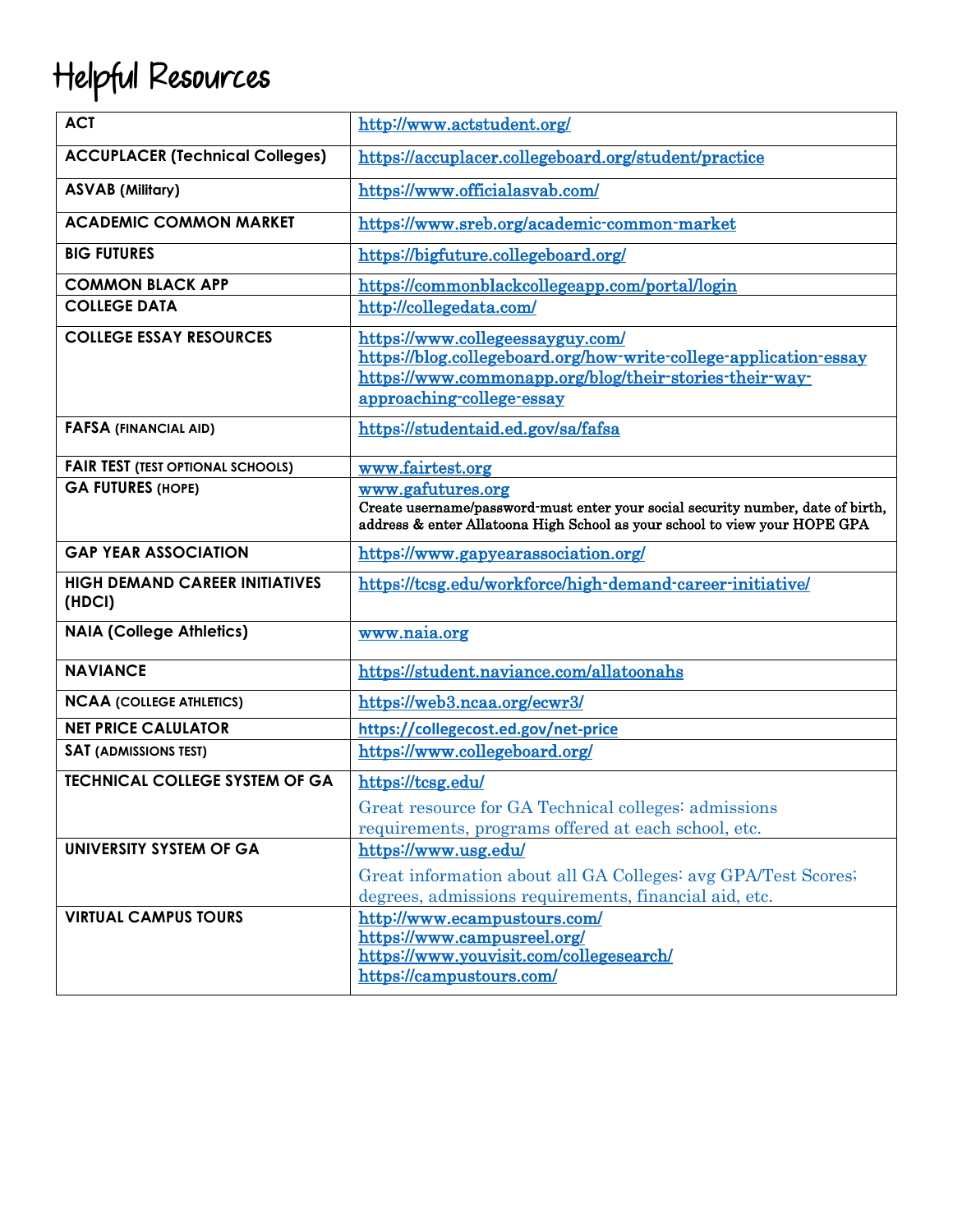# Helpful Resources

| | |
|---|---|
| **ACT** | http://www.actstudent.org/ |
| **ACCUPLACER (Technical Colleges)** | https://accuplacer.collegeboard.org/student/practice |
| **ASVAB (Military)** | https://www.officialasvab.com/ |
| **ACADEMIC COMMON MARKET** | https://www.sreb.org/academic-common-market |
| **BIG FUTURES** | https://bigfuture.collegeboard.org/ |
| **COMMON BLACK APP** | https://commonblackcollegeapp.com/portal/login |
| **COLLEGE DATA** | http://collegedata.com/ |
| **COLLEGE ESSAY RESOURCES** | https://www.collegeessayguy.com/ <br> https://blog.collegeboard.org/how-write-college-application-essay <br> https://www.commonapp.org/blog/their-stories-their-way-approaching-college-essay |
| **FAFSA (FINANCIAL AID)** | https://studentaid.ed.gov/sa/fafsa |
| **FAIR TEST (TEST OPTIONAL SCHOOLS)** | www.fairtest.org |
| **GA FUTURES (HOPE)** | www.gafutures.org <br> Create username/password-must enter your social security number, date of birth, address & enter Allatoona High School as your school to view your HOPE GPA |
| **GAP YEAR ASSOCIATION** | https://www.gapyearassociation.org/ |
| **HIGH DEMAND CAREER INITIATIVES (HDCI)** | https://tcsg.edu/workforce/high-demand-career-initiative/ |
| **NAIA (College Athletics)** | www.naia.org |
| **NAVIANCE** | https://student.naviance.com/allatoonahs |
| **NCAA (COLLEGE ATHLETICS)** | https://web3.ncaa.org/ecwr3/ |
| **NET PRICE CALULATOR** | https://collegecost.ed.gov/net-price |
| **SAT (ADMISSIONS TEST)** | https://www.collegeboard.org/ |
| **TECHNICAL COLLEGE SYSTEM OF GA** | https://tcsg.edu/ <br> Great resource for GA Technical colleges: admissions requirements, programs offered at each school, etc. |
| **UNIVERSITY SYSTEM OF GA** | https://www.usg.edu/ <br> Great information about all GA Colleges: avg GPA/Test Scores; degrees, admissions requirements, financial aid, etc. |
| **VIRTUAL CAMPUS TOURS** | http://www.ecampustours.com/ <br> https://www.campusreel.org/ <br> https://www.youvisit.com/collegesearch/ <br> https://campustours.com/ |